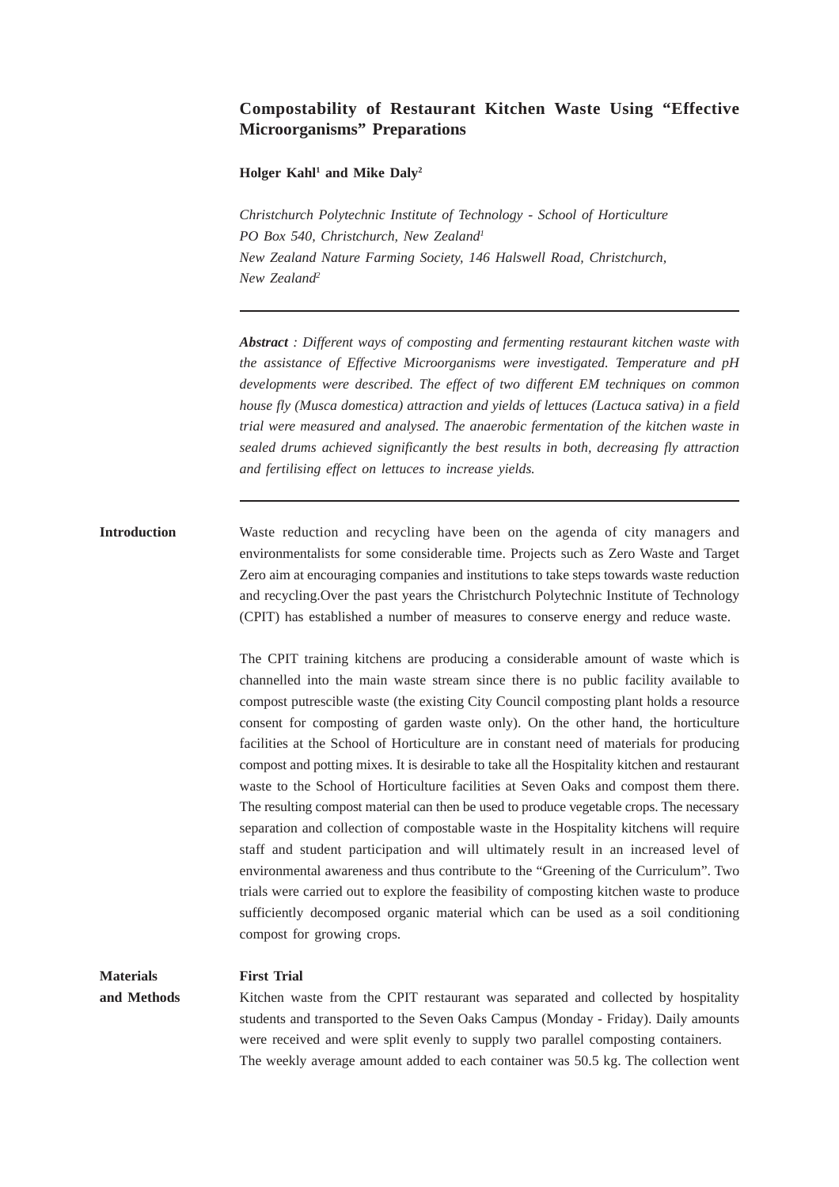# Compostability of Restaurant Kitchen Waste Using "Effective Microorganisms" Preparations

**Holger Kahl[1] and Mike Daly[2]**

*Christchurch Polytechnic Institute of Technology - School of Horticulture*
*PO Box 540, Christchurch, New Zealand[1]*
*New Zealand Nature Farming Society, 146 Halswell Road, Christchurch, New Zealand[2]*

---

***Abstract** : Different ways of composting and fermenting restaurant kitchen waste with the assistance of Effective Microorganisms were investigated. Temperature and pH developments were described. The effect of two different EM techniques on common house fly (Musca domestica) attraction and yields of lettuces (Lactuca sativa) in a field trial were measured and analysed. The anaerobic fermentation of the kitchen waste in sealed drums achieved significantly the best results in both, decreasing fly attraction and fertilising effect on lettuces to increase yields.*

---

## Introduction

Waste reduction and recycling have been on the agenda of city managers and environmentalists for some considerable time. Projects such as Zero Waste and Target Zero aim at encouraging companies and institutions to take steps towards waste reduction and recycling.Over the past years the Christchurch Polytechnic Institute of Technology (CPIT) has established a number of measures to conserve energy and reduce waste.

The CPIT training kitchens are producing a considerable amount of waste which is channelled into the main waste stream since there is no public facility available to compost putrescible waste (the existing City Council composting plant holds a resource consent for composting of garden waste only). On the other hand, the horticulture facilities at the School of Horticulture are in constant need of materials for producing compost and potting mixes. It is desirable to take all the Hospitality kitchen and restaurant waste to the School of Horticulture facilities at Seven Oaks and compost them there. The resulting compost material can then be used to produce vegetable crops. The necessary separation and collection of compostable waste in the Hospitality kitchens will require staff and student participation and will ultimately result in an increased level of environmental awareness and thus contribute to the "Greening of the Curriculum". Two trials were carried out to explore the feasibility of composting kitchen waste to produce sufficiently decomposed organic material which can be used as a soil conditioning compost for growing crops.

## Materials and Methods

### First Trial

Kitchen waste from the CPIT restaurant was separated and collected by hospitality students and transported to the Seven Oaks Campus (Monday - Friday). Daily amounts were received and were split evenly to supply two parallel composting containers.
The weekly average amount added to each container was 50.5 kg. The collection went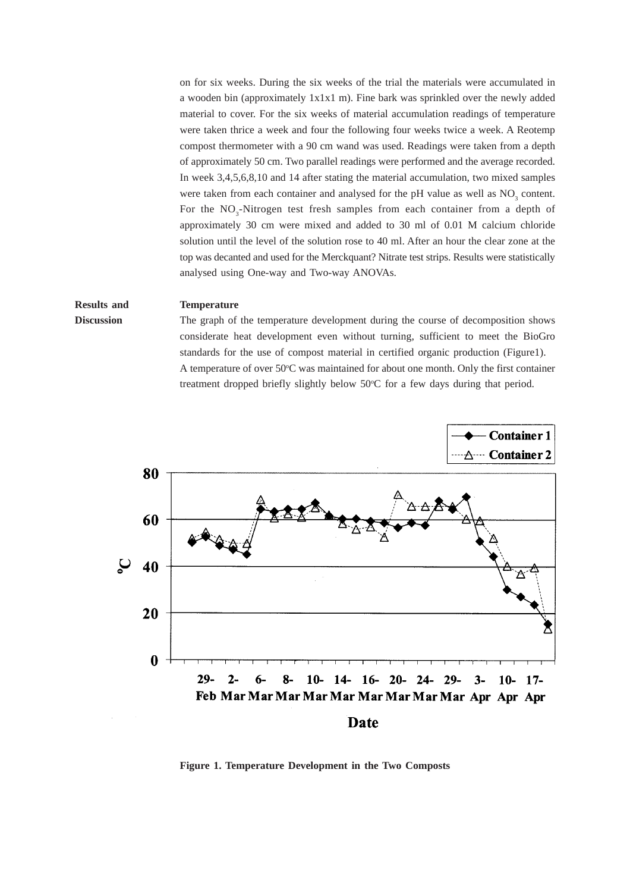on for six weeks. During the six weeks of the trial the materials were accumulated in a wooden bin (approximately 1x1x1 m). Fine bark was sprinkled over the newly added material to cover. For the six weeks of material accumulation readings of temperature were taken thrice a week and four the following four weeks twice a week. A Reotemp compost thermometer with a 90 cm wand was used. Readings were taken from a depth of approximately 50 cm. Two parallel readings were performed and the average recorded. In week 3,4,5,6,8,10 and 14 after stating the material accumulation, two mixed samples were taken from each container and analysed for the pH value as well as $NO_3$ content. For the $NO_3$-Nitrogen test fresh samples from each container from a depth of approximately 30 cm were mixed and added to 30 ml of 0.01 M calcium chloride solution until the level of the solution rose to 40 ml. After an hour the clear zone at the top was decanted and used for the Merckquant? Nitrate test strips. Results were statistically analysed using One-way and Two-way ANOVAs.

## Results and Discussion

### Temperature

The graph of the temperature development during the course of decomposition shows considerate heat development even without turning, sufficient to meet the BioGro standards for the use of compost material in certified organic production (Figure1). A temperature of over 50°C was maintained for about one month. Only the first container treatment dropped briefly slightly below 50°C for a few days during that period.

**Figure 1. Temperature Development in the Two Composts**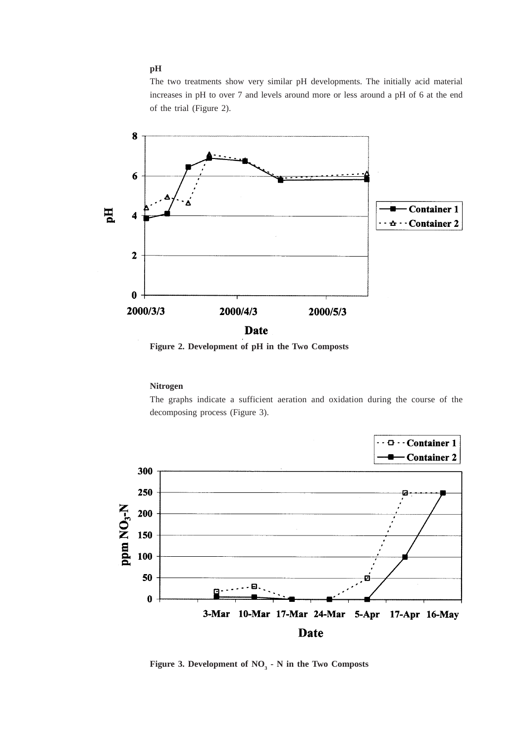**pH**

The two treatments show very similar pH developments. The initially acid material increases in pH to over 7 and levels around more or less around a pH of 6 at the end of the trial (Figure 2).

**Figure 2. Development of pH in the Two Composts**

**Nitrogen**

The graphs indicate a sufficient aeration and oxidation during the course of the decomposing process (Figure 3).

**Figure 3. Development of $NO_3$ - N in the Two Composts**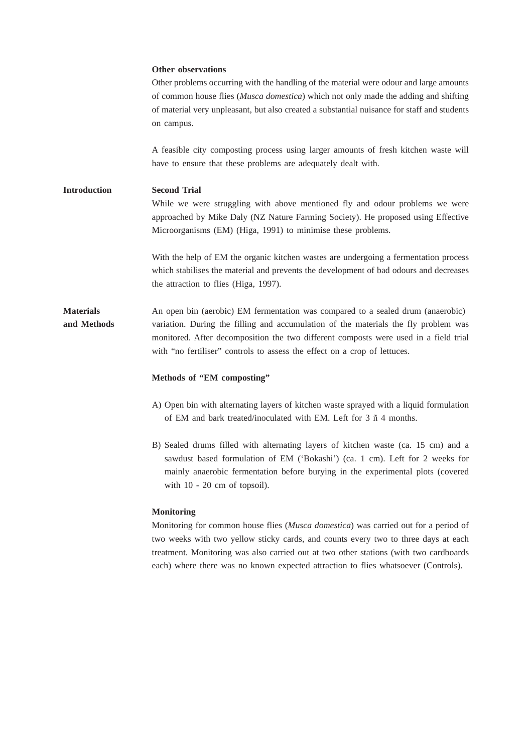**Other observations**

Other problems occurring with the handling of the material were odour and large amounts of common house flies (*Musca domestica*) which not only made the adding and shifting of material very unpleasant, but also created a substantial nuisance for staff and students on campus.

A feasible city composting process using larger amounts of fresh kitchen waste will have to ensure that these problems are adequately dealt with.

## Introduction

**Second Trial**

While we were struggling with above mentioned fly and odour problems we were approached by Mike Daly (NZ Nature Farming Society). He proposed using Effective Microorganisms (EM) (Higa, 1991) to minimise these problems.

With the help of EM the organic kitchen wastes are undergoing a fermentation process which stabilises the material and prevents the development of bad odours and decreases the attraction to flies (Higa, 1997).

## Materials and Methods

An open bin (aerobic) EM fermentation was compared to a sealed drum (anaerobic) variation. During the filling and accumulation of the materials the fly problem was monitored. After decomposition the two different composts were used in a field trial with “no fertiliser” controls to assess the effect on a crop of lettuces.

**Methods of “EM composting”**

A) Open bin with alternating layers of kitchen waste sprayed with a liquid formulation of EM and bark treated/inoculated with EM. Left for 3 ñ 4 months.

B) Sealed drums filled with alternating layers of kitchen waste (ca. 15 cm) and a sawdust based formulation of EM (‘Bokashi’) (ca. 1 cm). Left for 2 weeks for mainly anaerobic fermentation before burying in the experimental plots (covered with 10 - 20 cm of topsoil).

**Monitoring**

Monitoring for common house flies (*Musca domestica*) was carried out for a period of two weeks with two yellow sticky cards, and counts every two to three days at each treatment. Monitoring was also carried out at two other stations (with two cardboards each) where there was no known expected attraction to flies whatsoever (Controls).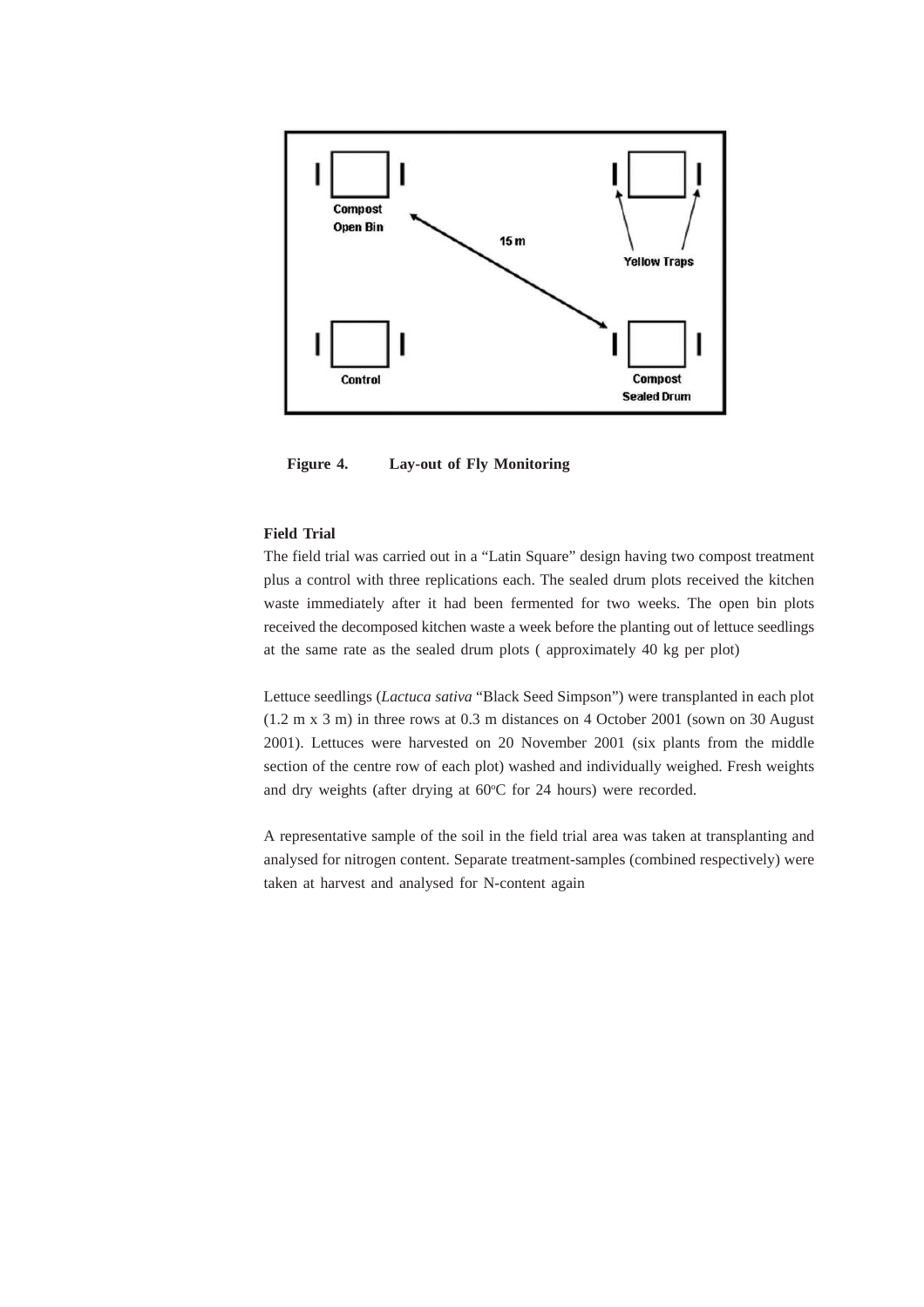**Figure 4.** **Lay-out of Fly Monitoring**

**Field Trial**

The field trial was carried out in a "Latin Square" design having two compost treatment plus a control with three replications each. The sealed drum plots received the kitchen waste immediately after it had been fermented for two weeks. The open bin plots received the decomposed kitchen waste a week before the planting out of lettuce seedlings at the same rate as the sealed drum plots ( approximately 40 kg per plot)

Lettuce seedlings (*Lactuca sativa* "Black Seed Simpson") were transplanted in each plot (1.2 m x 3 m) in three rows at 0.3 m distances on 4 October 2001 (sown on 30 August 2001). Lettuces were harvested on 20 November 2001 (six plants from the middle section of the centre row of each plot) washed and individually weighed. Fresh weights and dry weights (after drying at 60$^{o}$C for 24 hours) were recorded.

A representative sample of the soil in the field trial area was taken at transplanting and analysed for nitrogen content. Separate treatment-samples (combined respectively) were taken at harvest and analysed for N-content again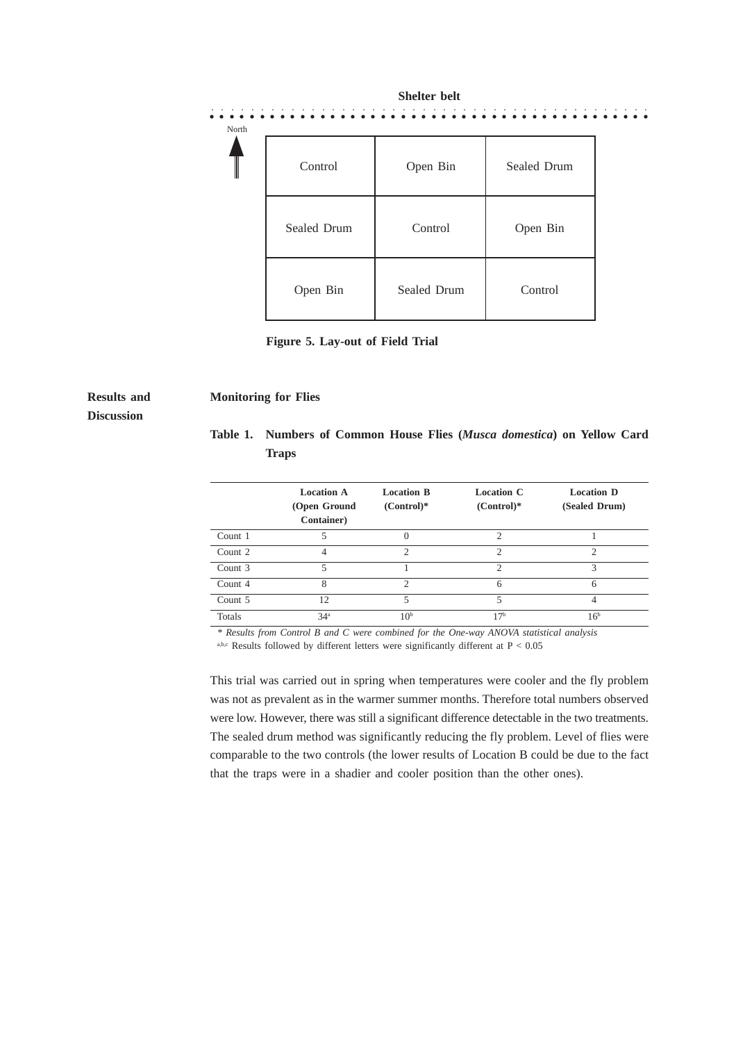**Shelter belt**

North

| Control | Open Bin | Sealed Drum |
|---|---|---|
| Sealed Drum | Control | Open Bin |
| Open Bin | Sealed Drum | Control |

**Figure 5. Lay-out of Field Trial**

## Results and Discussion

### Monitoring for Flies

**Table 1. Numbers of Common House Flies (*Musca domestica*) on Yellow Card Traps**

| | Location A (Open Ground Container) | Location B (Control)* | Location C (Control)* | Location D (Sealed Drum) |
|---|---|---|---|---|
| Count 1 | 5 | 0 | 2 | 1 |
| Count 2 | 4 | 2 | 2 | 2 |
| Count 3 | 5 | 1 | 2 | 3 |
| Count 4 | 8 | 2 | 6 | 6 |
| Count 5 | 12 | 5 | 5 | 4 |
| Totals | 34[a] | 10[b] | 17[b] | 16[b] |

*\* Results from Control B and C were combined for the One-way ANOVA statistical analysis*

[a,b,c] Results followed by different letters were significantly different at $P < 0.05$

This trial was carried out in spring when temperatures were cooler and the fly problem was not as prevalent as in the warmer summer months. Therefore total numbers observed were low. However, there was still a significant difference detectable in the two treatments. The sealed drum method was significantly reducing the fly problem. Level of flies were comparable to the two controls (the lower results of Location B could be due to the fact that the traps were in a shadier and cooler position than the other ones).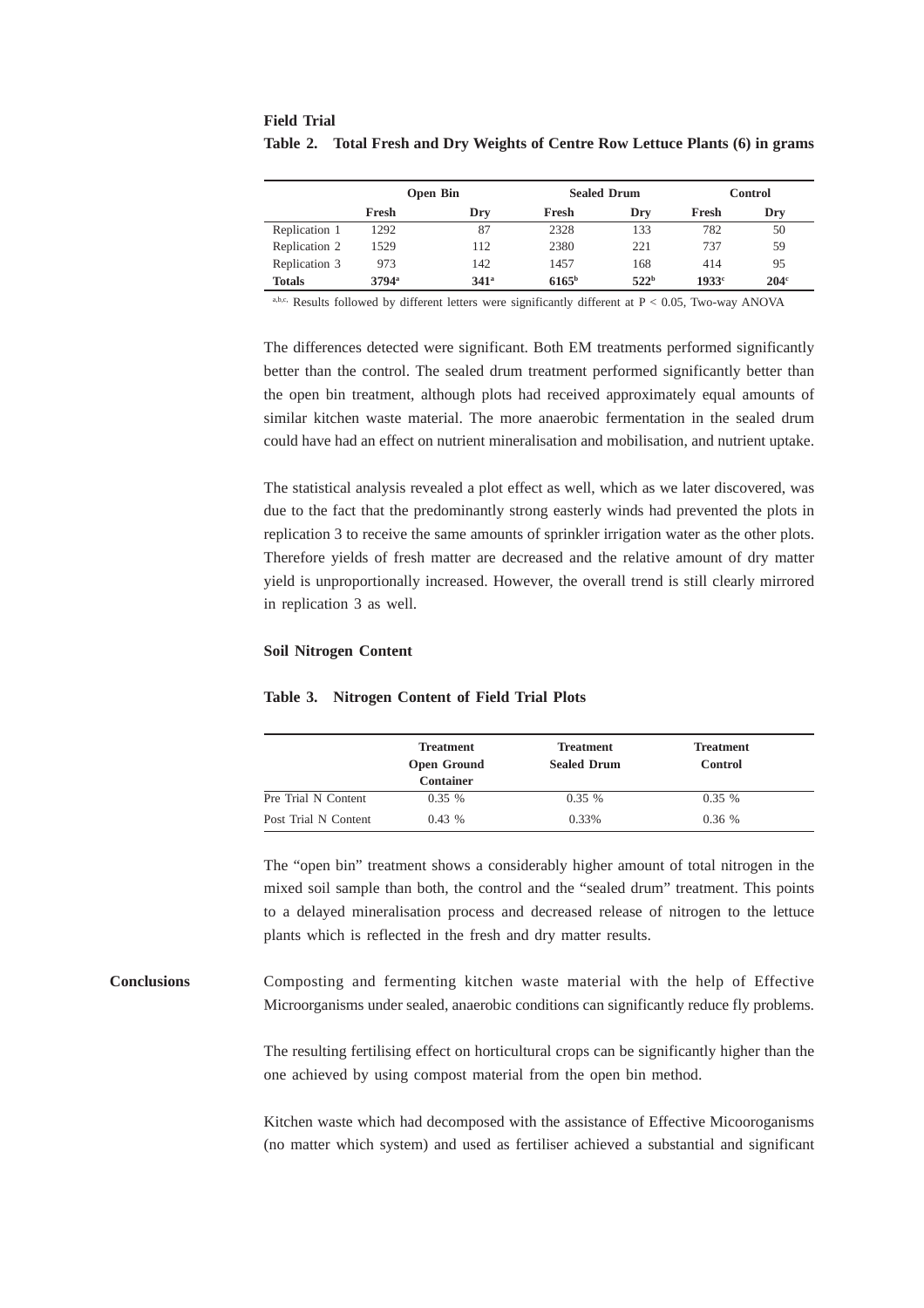**Field Trial**

**Table 2. Total Fresh and Dry Weights of Centre Row Lettuce Plants (6) in grams**

| | Open Bin | | Sealed Drum | | Control | |
|---|---|---|---|---|---|---|
| | **Fresh** | **Dry** | **Fresh** | **Dry** | **Fresh** | **Dry** |
| Replication 1 | 1292 | 87 | 2328 | 133 | 782 | 50 |
| Replication 2 | 1529 | 112 | 2380 | 221 | 737 | 59 |
| Replication 3 | 973 | 142 | 1457 | 168 | 414 | 95 |
| **Totals** | **3794[a]** | **341[a]** | **6165[b]** | **522[b]** | **1933[c]** | **204[c]** |

[a,b,c] Results followed by different letters were significantly different at $P < 0.05$, Two-way ANOVA

The differences detected were significant. Both EM treatments performed significantly better than the control. The sealed drum treatment performed significantly better than the open bin treatment, although plots had received approximately equal amounts of similar kitchen waste material. The more anaerobic fermentation in the sealed drum could have had an effect on nutrient mineralisation and mobilisation, and nutrient uptake.

The statistical analysis revealed a plot effect as well, which as we later discovered, was due to the fact that the predominantly strong easterly winds had prevented the plots in replication 3 to receive the same amounts of sprinkler irrigation water as the other plots. Therefore yields of fresh matter are decreased and the relative amount of dry matter yield is unproportionally increased. However, the overall trend is still clearly mirrored in replication 3 as well.

**Soil Nitrogen Content**

**Table 3. Nitrogen Content of Field Trial Plots**

| | Treatment Open Ground Container | Treatment Sealed Drum | Treatment Control |
|---|---|---|---|
| Pre Trial N Content | 0.35 % | 0.35 % | 0.35 % |
| Post Trial N Content | 0.43 % | 0.33% | 0.36 % |

The “open bin” treatment shows a considerably higher amount of total nitrogen in the mixed soil sample than both, the control and the “sealed drum” treatment. This points to a delayed mineralisation process and decreased release of nitrogen to the lettuce plants which is reflected in the fresh and dry matter results.

## Conclusions

Composting and fermenting kitchen waste material with the help of Effective Microorganisms under sealed, anaerobic conditions can significantly reduce fly problems.

The resulting fertilising effect on horticultural crops can be significantly higher than the one achieved by using compost material from the open bin method.

Kitchen waste which had decomposed with the assistance of Effective Micooroganisms (no matter which system) and used as fertiliser achieved a substantial and significant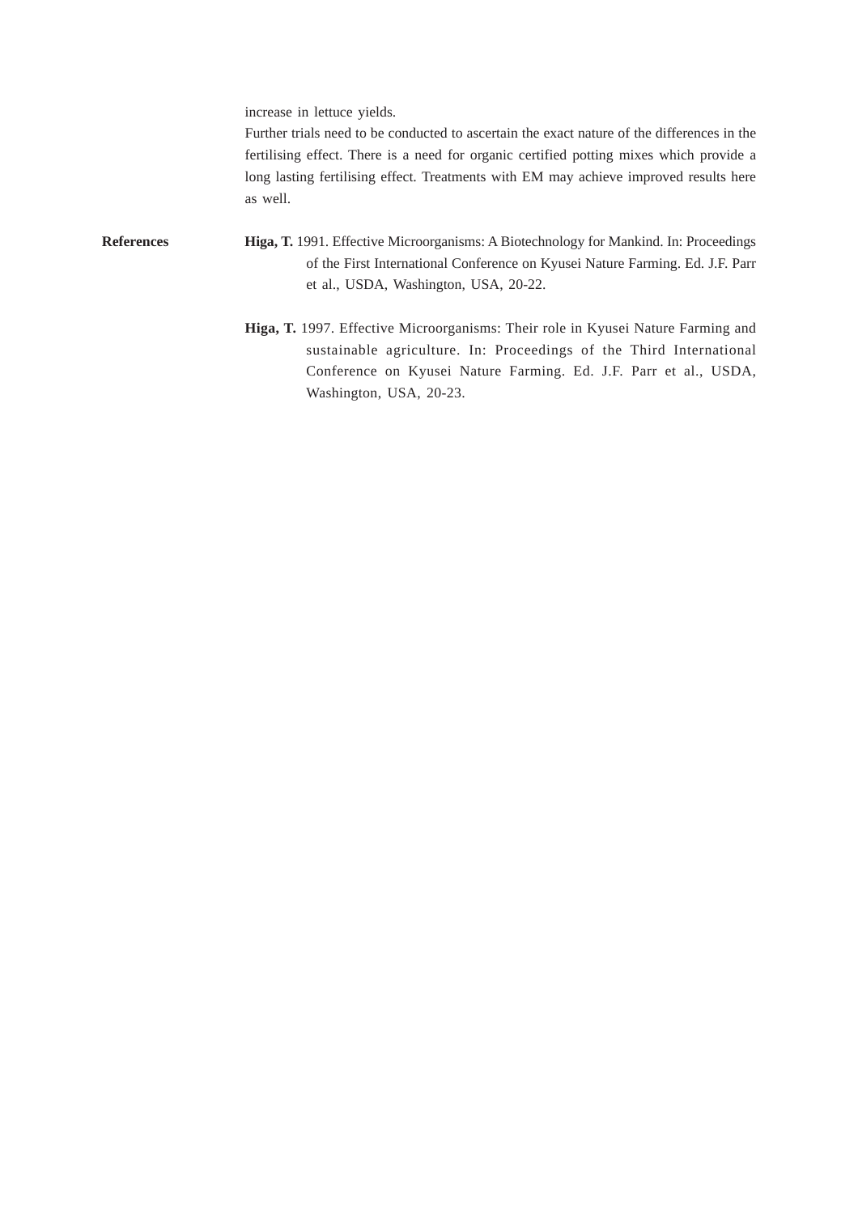increase in lettuce yields.

Further trials need to be conducted to ascertain the exact nature of the differences in the fertilising effect. There is a need for organic certified potting mixes which provide a long lasting fertilising effect. Treatments with EM may achieve improved results here as well.

## References

**Higa, T.** 1991. Effective Microorganisms: A Biotechnology for Mankind. In: Proceedings of the First International Conference on Kyusei Nature Farming. Ed. J.F. Parr et al., USDA, Washington, USA, 20-22.

**Higa, T.** 1997. Effective Microorganisms: Their role in Kyusei Nature Farming and sustainable agriculture. In: Proceedings of the Third International Conference on Kyusei Nature Farming. Ed. J.F. Parr et al., USDA, Washington, USA, 20-23.